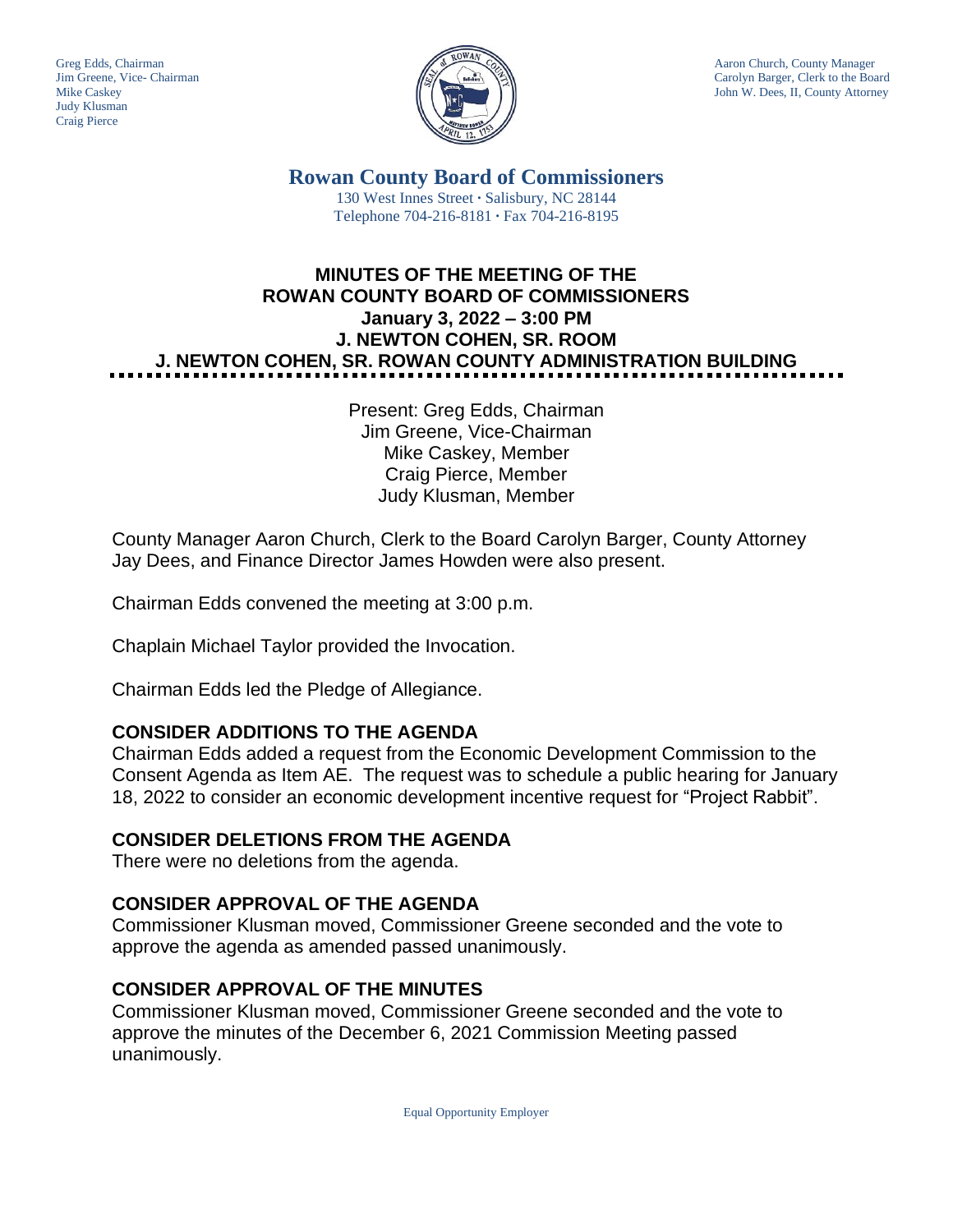Greg Edds, Chairman
Jim Greene, Vice- Chairman
Mike Caskey
Judy Klusman
Craig Pierce

Aaron Church, County Manager
Carolyn Barger, Clerk to the Board
John W. Dees, II, County Attorney

# Rowan County Board of Commissioners

130 West Innes Street · Salisbury, NC 28144
Telephone 704-216-8181 · Fax 704-216-8195

## MINUTES OF THE MEETING OF THE ROWAN COUNTY BOARD OF COMMISSIONERS January 3, 2022 – 3:00 PM J. NEWTON COHEN, SR. ROOM J. NEWTON COHEN, SR. ROWAN COUNTY ADMINISTRATION BUILDING

Present: Greg Edds, Chairman
Jim Greene, Vice-Chairman
Mike Caskey, Member
Craig Pierce, Member
Judy Klusman, Member

County Manager Aaron Church, Clerk to the Board Carolyn Barger, County Attorney Jay Dees, and Finance Director James Howden were also present.

Chairman Edds convened the meeting at 3:00 p.m.

Chaplain Michael Taylor provided the Invocation.

Chairman Edds led the Pledge of Allegiance.

### CONSIDER ADDITIONS TO THE AGENDA

Chairman Edds added a request from the Economic Development Commission to the Consent Agenda as Item AE. The request was to schedule a public hearing for January 18, 2022 to consider an economic development incentive request for "Project Rabbit".

### CONSIDER DELETIONS FROM THE AGENDA

There were no deletions from the agenda.

### CONSIDER APPROVAL OF THE AGENDA

Commissioner Klusman moved, Commissioner Greene seconded and the vote to approve the agenda as amended passed unanimously.

### CONSIDER APPROVAL OF THE MINUTES

Commissioner Klusman moved, Commissioner Greene seconded and the vote to approve the minutes of the December 6, 2021 Commission Meeting passed unanimously.

Equal Opportunity Employer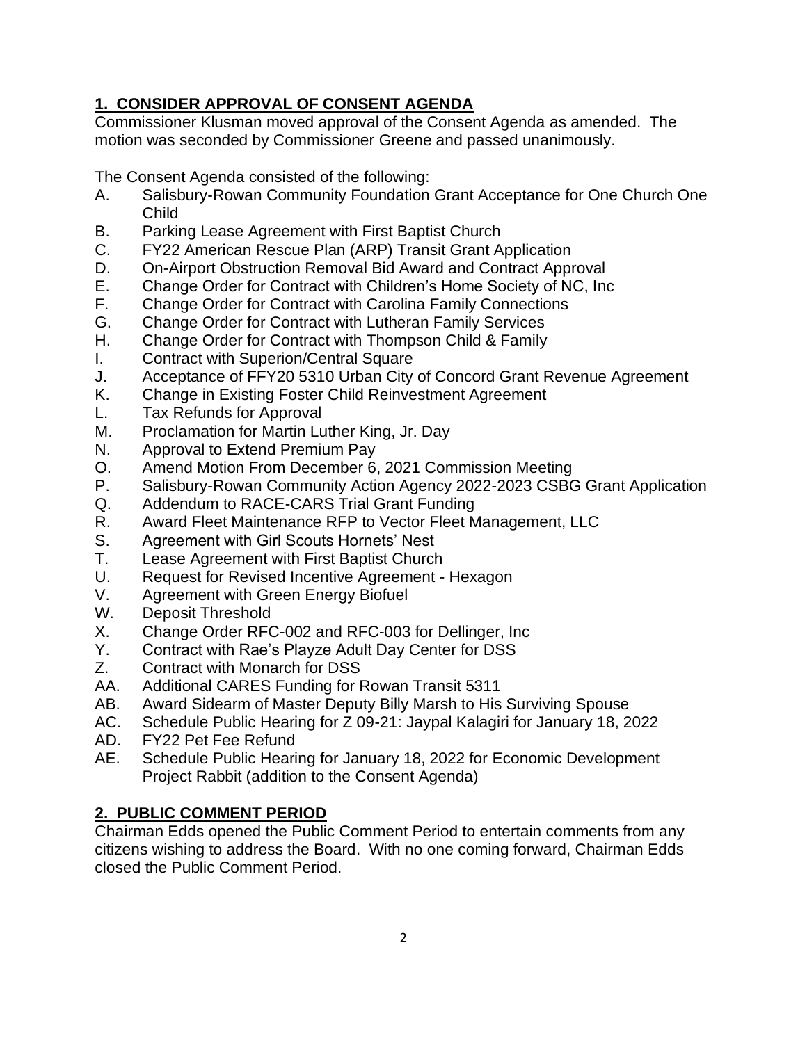## 1. CONSIDER APPROVAL OF CONSENT AGENDA

Commissioner Klusman moved approval of the Consent Agenda as amended. The motion was seconded by Commissioner Greene and passed unanimously.

The Consent Agenda consisted of the following:

A. Salisbury-Rowan Community Foundation Grant Acceptance for One Church One Child
B. Parking Lease Agreement with First Baptist Church
C. FY22 American Rescue Plan (ARP) Transit Grant Application
D. On-Airport Obstruction Removal Bid Award and Contract Approval
E. Change Order for Contract with Children's Home Society of NC, Inc
F. Change Order for Contract with Carolina Family Connections
G. Change Order for Contract with Lutheran Family Services
H. Change Order for Contract with Thompson Child & Family
I. Contract with Superion/Central Square
J. Acceptance of FFY20 5310 Urban City of Concord Grant Revenue Agreement
K. Change in Existing Foster Child Reinvestment Agreement
L. Tax Refunds for Approval
M. Proclamation for Martin Luther King, Jr. Day
N. Approval to Extend Premium Pay
O. Amend Motion From December 6, 2021 Commission Meeting
P. Salisbury-Rowan Community Action Agency 2022-2023 CSBG Grant Application
Q. Addendum to RACE-CARS Trial Grant Funding
R. Award Fleet Maintenance RFP to Vector Fleet Management, LLC
S. Agreement with Girl Scouts Hornets' Nest
T. Lease Agreement with First Baptist Church
U. Request for Revised Incentive Agreement - Hexagon
V. Agreement with Green Energy Biofuel
W. Deposit Threshold
X. Change Order RFC-002 and RFC-003 for Dellinger, Inc
Y. Contract with Rae's Playze Adult Day Center for DSS
Z. Contract with Monarch for DSS
AA. Additional CARES Funding for Rowan Transit 5311
AB. Award Sidearm of Master Deputy Billy Marsh to His Surviving Spouse
AC. Schedule Public Hearing for Z 09-21: Jaypal Kalagiri for January 18, 2022
AD. FY22 Pet Fee Refund
AE. Schedule Public Hearing for January 18, 2022 for Economic Development Project Rabbit (addition to the Consent Agenda)

## 2. PUBLIC COMMENT PERIOD

Chairman Edds opened the Public Comment Period to entertain comments from any citizens wishing to address the Board. With no one coming forward, Chairman Edds closed the Public Comment Period.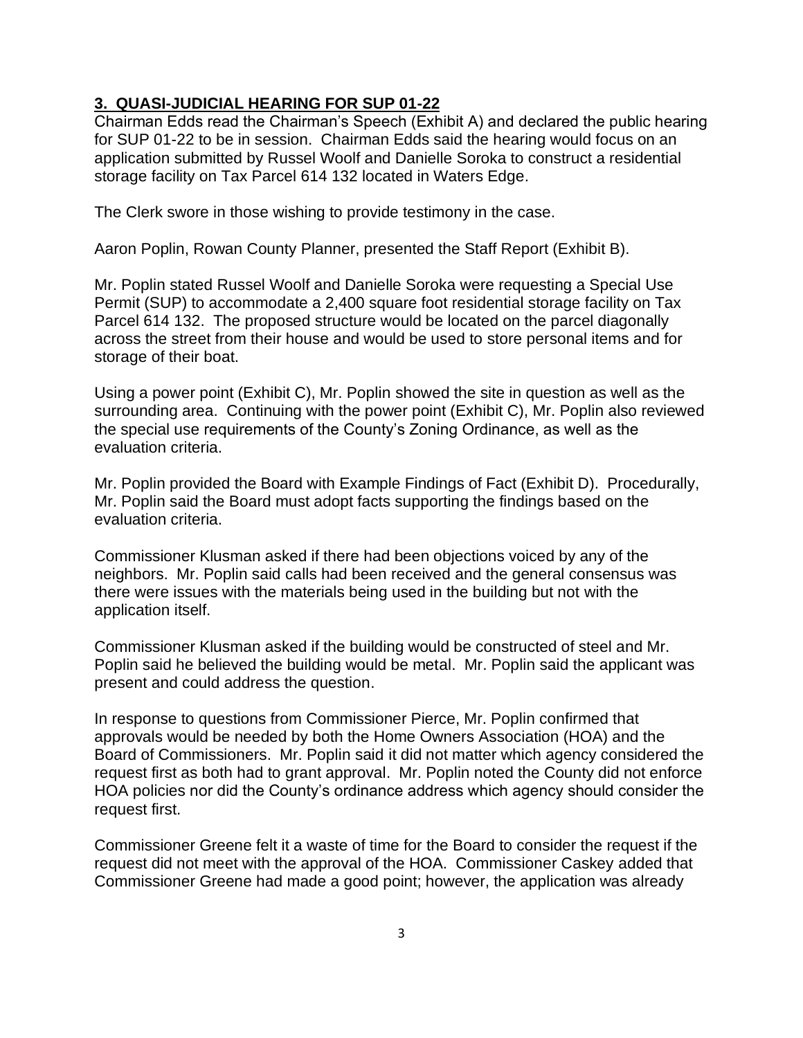## 3. QUASI-JUDICIAL HEARING FOR SUP 01-22

Chairman Edds read the Chairman's Speech (Exhibit A) and declared the public hearing for SUP 01-22 to be in session. Chairman Edds said the hearing would focus on an application submitted by Russel Woolf and Danielle Soroka to construct a residential storage facility on Tax Parcel 614 132 located in Waters Edge.

The Clerk swore in those wishing to provide testimony in the case.

Aaron Poplin, Rowan County Planner, presented the Staff Report (Exhibit B).

Mr. Poplin stated Russel Woolf and Danielle Soroka were requesting a Special Use Permit (SUP) to accommodate a 2,400 square foot residential storage facility on Tax Parcel 614 132. The proposed structure would be located on the parcel diagonally across the street from their house and would be used to store personal items and for storage of their boat.

Using a power point (Exhibit C), Mr. Poplin showed the site in question as well as the surrounding area. Continuing with the power point (Exhibit C), Mr. Poplin also reviewed the special use requirements of the County's Zoning Ordinance, as well as the evaluation criteria.

Mr. Poplin provided the Board with Example Findings of Fact (Exhibit D). Procedurally, Mr. Poplin said the Board must adopt facts supporting the findings based on the evaluation criteria.

Commissioner Klusman asked if there had been objections voiced by any of the neighbors. Mr. Poplin said calls had been received and the general consensus was there were issues with the materials being used in the building but not with the application itself.

Commissioner Klusman asked if the building would be constructed of steel and Mr. Poplin said he believed the building would be metal. Mr. Poplin said the applicant was present and could address the question.

In response to questions from Commissioner Pierce, Mr. Poplin confirmed that approvals would be needed by both the Home Owners Association (HOA) and the Board of Commissioners. Mr. Poplin said it did not matter which agency considered the request first as both had to grant approval. Mr. Poplin noted the County did not enforce HOA policies nor did the County's ordinance address which agency should consider the request first.

Commissioner Greene felt it a waste of time for the Board to consider the request if the request did not meet with the approval of the HOA. Commissioner Caskey added that Commissioner Greene had made a good point; however, the application was already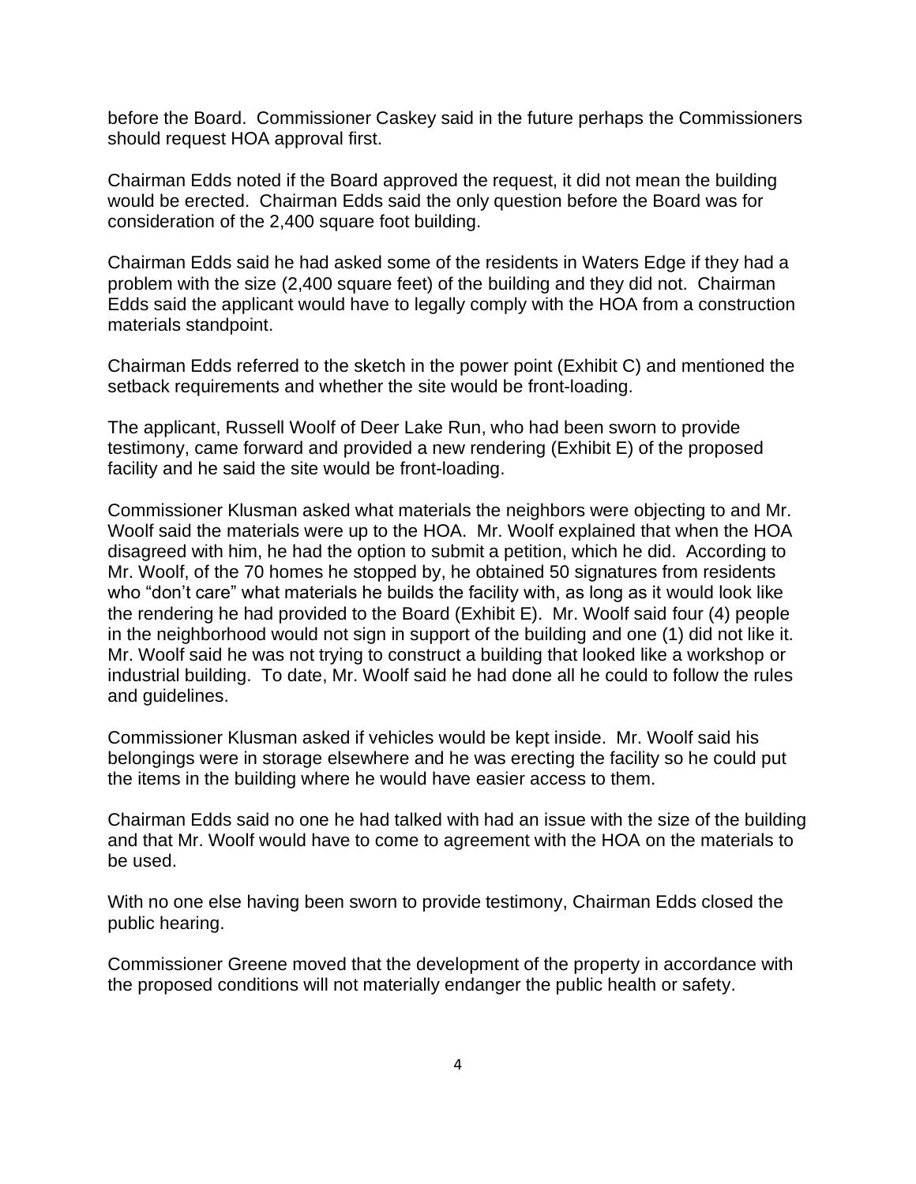before the Board. Commissioner Caskey said in the future perhaps the Commissioners should request HOA approval first.

Chairman Edds noted if the Board approved the request, it did not mean the building would be erected. Chairman Edds said the only question before the Board was for consideration of the 2,400 square foot building.

Chairman Edds said he had asked some of the residents in Waters Edge if they had a problem with the size (2,400 square feet) of the building and they did not. Chairman Edds said the applicant would have to legally comply with the HOA from a construction materials standpoint.

Chairman Edds referred to the sketch in the power point (Exhibit C) and mentioned the setback requirements and whether the site would be front-loading.

The applicant, Russell Woolf of Deer Lake Run, who had been sworn to provide testimony, came forward and provided a new rendering (Exhibit E) of the proposed facility and he said the site would be front-loading.

Commissioner Klusman asked what materials the neighbors were objecting to and Mr. Woolf said the materials were up to the HOA. Mr. Woolf explained that when the HOA disagreed with him, he had the option to submit a petition, which he did. According to Mr. Woolf, of the 70 homes he stopped by, he obtained 50 signatures from residents who "don't care" what materials he builds the facility with, as long as it would look like the rendering he had provided to the Board (Exhibit E). Mr. Woolf said four (4) people in the neighborhood would not sign in support of the building and one (1) did not like it. Mr. Woolf said he was not trying to construct a building that looked like a workshop or industrial building. To date, Mr. Woolf said he had done all he could to follow the rules and guidelines.

Commissioner Klusman asked if vehicles would be kept inside. Mr. Woolf said his belongings were in storage elsewhere and he was erecting the facility so he could put the items in the building where he would have easier access to them.

Chairman Edds said no one he had talked with had an issue with the size of the building and that Mr. Woolf would have to come to agreement with the HOA on the materials to be used.

With no one else having been sworn to provide testimony, Chairman Edds closed the public hearing.

Commissioner Greene moved that the development of the property in accordance with the proposed conditions will not materially endanger the public health or safety.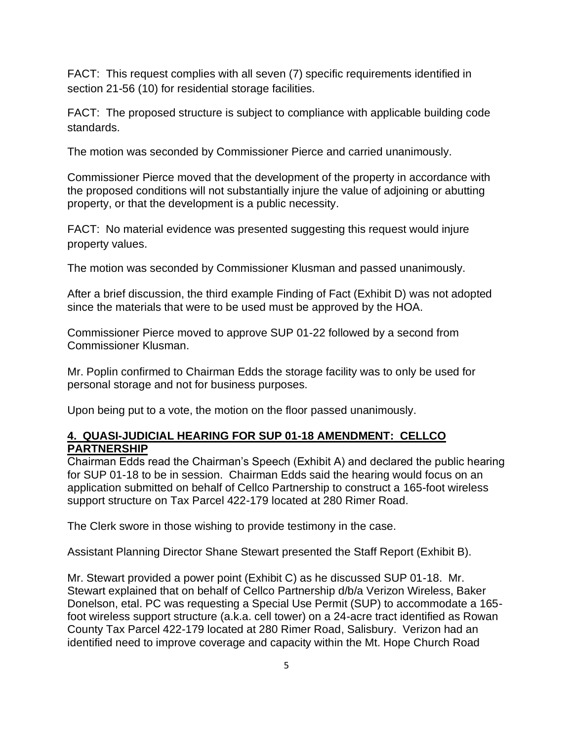FACT: This request complies with all seven (7) specific requirements identified in section 21-56 (10) for residential storage facilities.

FACT: The proposed structure is subject to compliance with applicable building code standards.

The motion was seconded by Commissioner Pierce and carried unanimously.

Commissioner Pierce moved that the development of the property in accordance with the proposed conditions will not substantially injure the value of adjoining or abutting property, or that the development is a public necessity.

FACT: No material evidence was presented suggesting this request would injure property values.

The motion was seconded by Commissioner Klusman and passed unanimously.

After a brief discussion, the third example Finding of Fact (Exhibit D) was not adopted since the materials that were to be used must be approved by the HOA.

Commissioner Pierce moved to approve SUP 01-22 followed by a second from Commissioner Klusman.

Mr. Poplin confirmed to Chairman Edds the storage facility was to only be used for personal storage and not for business purposes.

Upon being put to a vote, the motion on the floor passed unanimously.

## 4. QUASI-JUDICIAL HEARING FOR SUP 01-18 AMENDMENT: CELLCO PARTNERSHIP

Chairman Edds read the Chairman's Speech (Exhibit A) and declared the public hearing for SUP 01-18 to be in session. Chairman Edds said the hearing would focus on an application submitted on behalf of Cellco Partnership to construct a 165-foot wireless support structure on Tax Parcel 422-179 located at 280 Rimer Road.

The Clerk swore in those wishing to provide testimony in the case.

Assistant Planning Director Shane Stewart presented the Staff Report (Exhibit B).

Mr. Stewart provided a power point (Exhibit C) as he discussed SUP 01-18. Mr. Stewart explained that on behalf of Cellco Partnership d/b/a Verizon Wireless, Baker Donelson, etal. PC was requesting a Special Use Permit (SUP) to accommodate a 165-foot wireless support structure (a.k.a. cell tower) on a 24-acre tract identified as Rowan County Tax Parcel 422-179 located at 280 Rimer Road, Salisbury. Verizon had an identified need to improve coverage and capacity within the Mt. Hope Church Road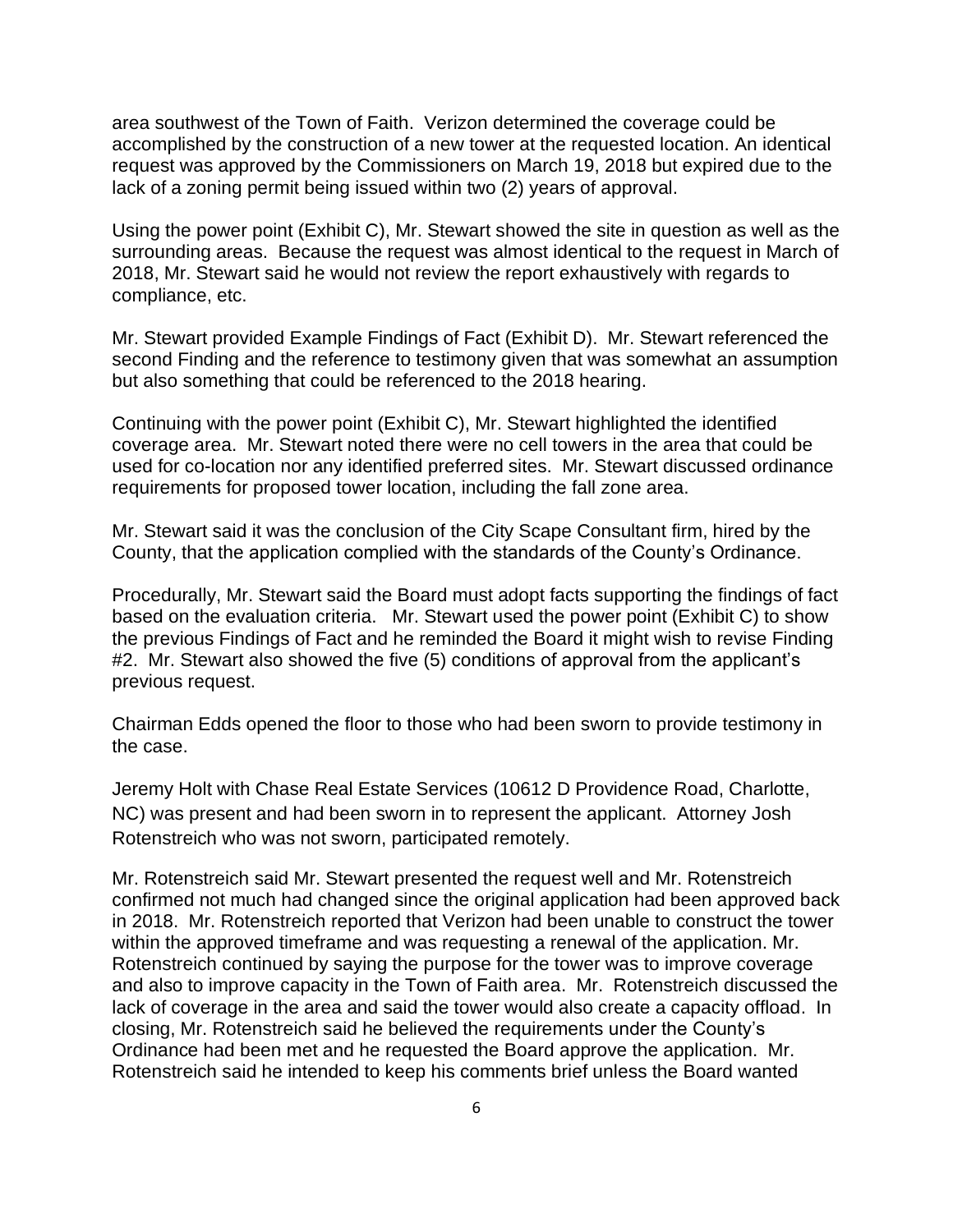area southwest of the Town of Faith. Verizon determined the coverage could be accomplished by the construction of a new tower at the requested location. An identical request was approved by the Commissioners on March 19, 2018 but expired due to the lack of a zoning permit being issued within two (2) years of approval.

Using the power point (Exhibit C), Mr. Stewart showed the site in question as well as the surrounding areas. Because the request was almost identical to the request in March of 2018, Mr. Stewart said he would not review the report exhaustively with regards to compliance, etc.

Mr. Stewart provided Example Findings of Fact (Exhibit D). Mr. Stewart referenced the second Finding and the reference to testimony given that was somewhat an assumption but also something that could be referenced to the 2018 hearing.

Continuing with the power point (Exhibit C), Mr. Stewart highlighted the identified coverage area. Mr. Stewart noted there were no cell towers in the area that could be used for co-location nor any identified preferred sites. Mr. Stewart discussed ordinance requirements for proposed tower location, including the fall zone area.

Mr. Stewart said it was the conclusion of the City Scape Consultant firm, hired by the County, that the application complied with the standards of the County's Ordinance.

Procedurally, Mr. Stewart said the Board must adopt facts supporting the findings of fact based on the evaluation criteria. Mr. Stewart used the power point (Exhibit C) to show the previous Findings of Fact and he reminded the Board it might wish to revise Finding #2. Mr. Stewart also showed the five (5) conditions of approval from the applicant's previous request.

Chairman Edds opened the floor to those who had been sworn to provide testimony in the case.

Jeremy Holt with Chase Real Estate Services (10612 D Providence Road, Charlotte, NC) was present and had been sworn in to represent the applicant. Attorney Josh Rotenstreich who was not sworn, participated remotely.

Mr. Rotenstreich said Mr. Stewart presented the request well and Mr. Rotenstreich confirmed not much had changed since the original application had been approved back in 2018. Mr. Rotenstreich reported that Verizon had been unable to construct the tower within the approved timeframe and was requesting a renewal of the application. Mr. Rotenstreich continued by saying the purpose for the tower was to improve coverage and also to improve capacity in the Town of Faith area. Mr. Rotenstreich discussed the lack of coverage in the area and said the tower would also create a capacity offload. In closing, Mr. Rotenstreich said he believed the requirements under the County's Ordinance had been met and he requested the Board approve the application. Mr. Rotenstreich said he intended to keep his comments brief unless the Board wanted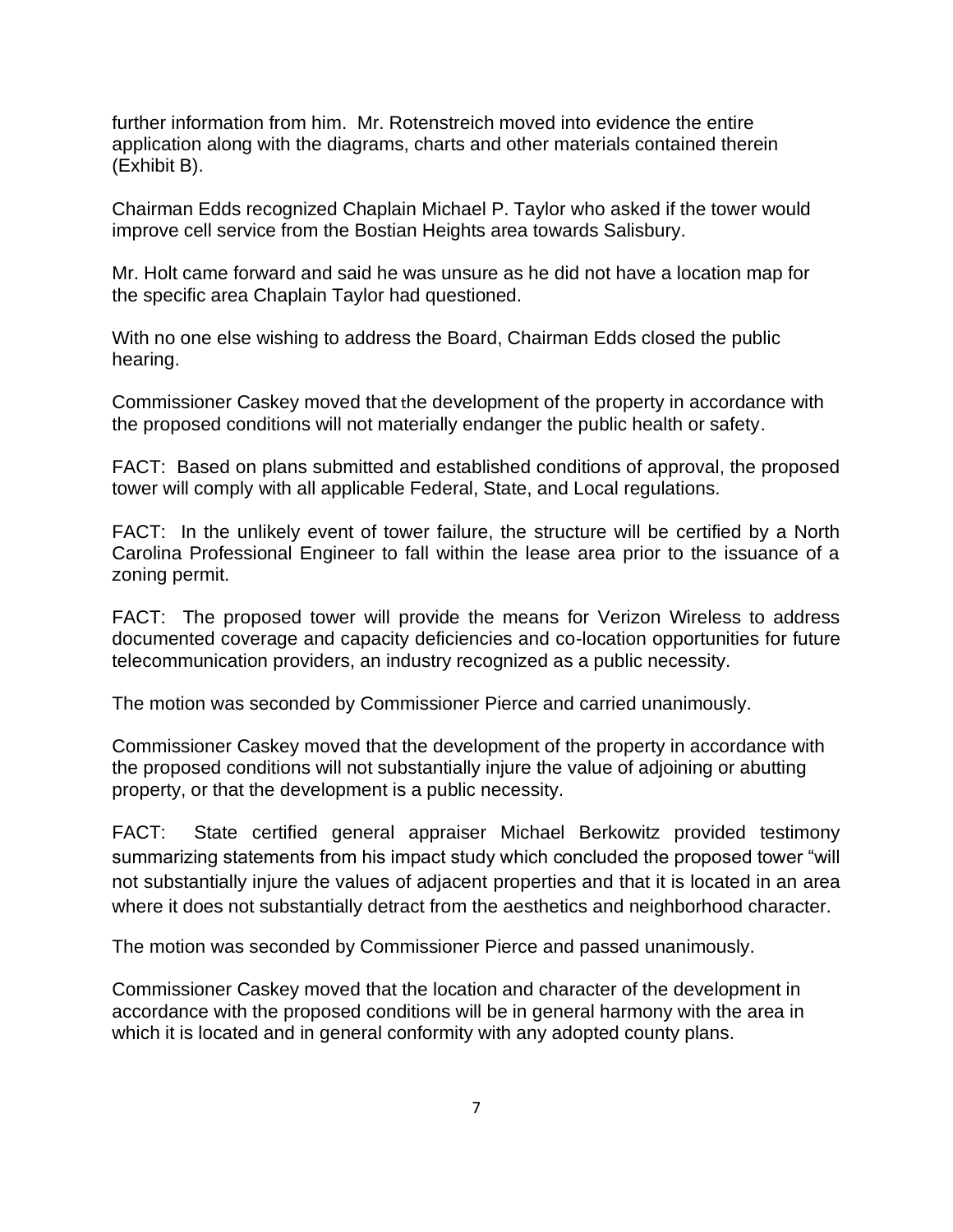further information from him. Mr. Rotenstreich moved into evidence the entire application along with the diagrams, charts and other materials contained therein (Exhibit B).

Chairman Edds recognized Chaplain Michael P. Taylor who asked if the tower would improve cell service from the Bostian Heights area towards Salisbury.

Mr. Holt came forward and said he was unsure as he did not have a location map for the specific area Chaplain Taylor had questioned.

With no one else wishing to address the Board, Chairman Edds closed the public hearing.

Commissioner Caskey moved that the development of the property in accordance with the proposed conditions will not materially endanger the public health or safety.

FACT: Based on plans submitted and established conditions of approval, the proposed tower will comply with all applicable Federal, State, and Local regulations.

FACT: In the unlikely event of tower failure, the structure will be certified by a North Carolina Professional Engineer to fall within the lease area prior to the issuance of a zoning permit.

FACT: The proposed tower will provide the means for Verizon Wireless to address documented coverage and capacity deficiencies and co-location opportunities for future telecommunication providers, an industry recognized as a public necessity.

The motion was seconded by Commissioner Pierce and carried unanimously.

Commissioner Caskey moved that the development of the property in accordance with the proposed conditions will not substantially injure the value of adjoining or abutting property, or that the development is a public necessity.

FACT: State certified general appraiser Michael Berkowitz provided testimony summarizing statements from his impact study which concluded the proposed tower "will not substantially injure the values of adjacent properties and that it is located in an area where it does not substantially detract from the aesthetics and neighborhood character.

The motion was seconded by Commissioner Pierce and passed unanimously.

Commissioner Caskey moved that the location and character of the development in accordance with the proposed conditions will be in general harmony with the area in which it is located and in general conformity with any adopted county plans.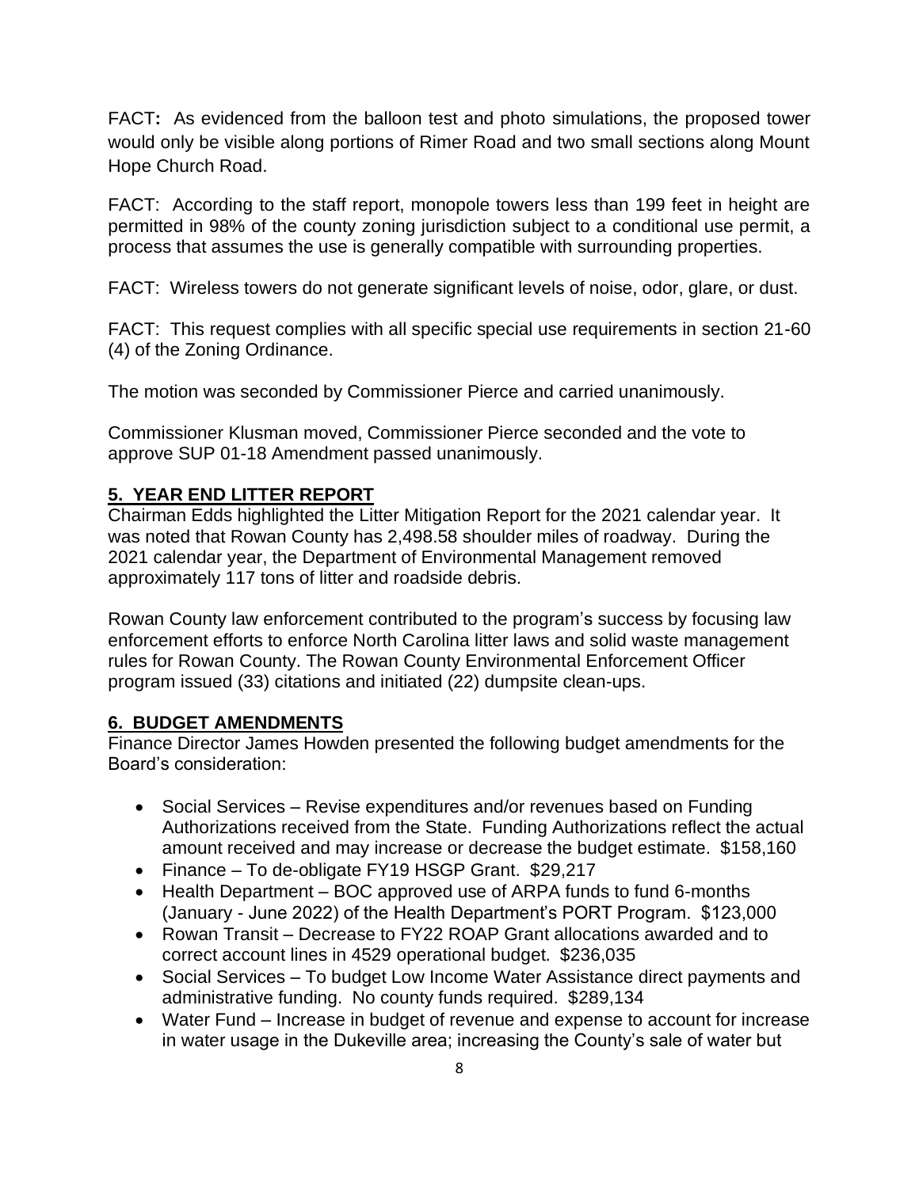FACT**:** As evidenced from the balloon test and photo simulations, the proposed tower would only be visible along portions of Rimer Road and two small sections along Mount Hope Church Road.

FACT: According to the staff report, monopole towers less than 199 feet in height are permitted in 98% of the county zoning jurisdiction subject to a conditional use permit, a process that assumes the use is generally compatible with surrounding properties.

FACT: Wireless towers do not generate significant levels of noise, odor, glare, or dust.

FACT: This request complies with all specific special use requirements in section 21-60 (4) of the Zoning Ordinance.

The motion was seconded by Commissioner Pierce and carried unanimously.

Commissioner Klusman moved, Commissioner Pierce seconded and the vote to approve SUP 01-18 Amendment passed unanimously.

## 5. YEAR END LITTER REPORT

Chairman Edds highlighted the Litter Mitigation Report for the 2021 calendar year. It was noted that Rowan County has 2,498.58 shoulder miles of roadway. During the 2021 calendar year, the Department of Environmental Management removed approximately 117 tons of litter and roadside debris.

Rowan County law enforcement contributed to the program's success by focusing law enforcement efforts to enforce North Carolina litter laws and solid waste management rules for Rowan County. The Rowan County Environmental Enforcement Officer program issued (33) citations and initiated (22) dumpsite clean-ups.

## 6. BUDGET AMENDMENTS

Finance Director James Howden presented the following budget amendments for the Board's consideration:

- Social Services – Revise expenditures and/or revenues based on Funding Authorizations received from the State. Funding Authorizations reflect the actual amount received and may increase or decrease the budget estimate. $158,160
- Finance – To de-obligate FY19 HSGP Grant. $29,217
- Health Department – BOC approved use of ARPA funds to fund 6-months (January - June 2022) of the Health Department's PORT Program. $123,000
- Rowan Transit – Decrease to FY22 ROAP Grant allocations awarded and to correct account lines in 4529 operational budget. $236,035
- Social Services – To budget Low Income Water Assistance direct payments and administrative funding. No county funds required. $289,134
- Water Fund – Increase in budget of revenue and expense to account for increase in water usage in the Dukeville area; increasing the County's sale of water but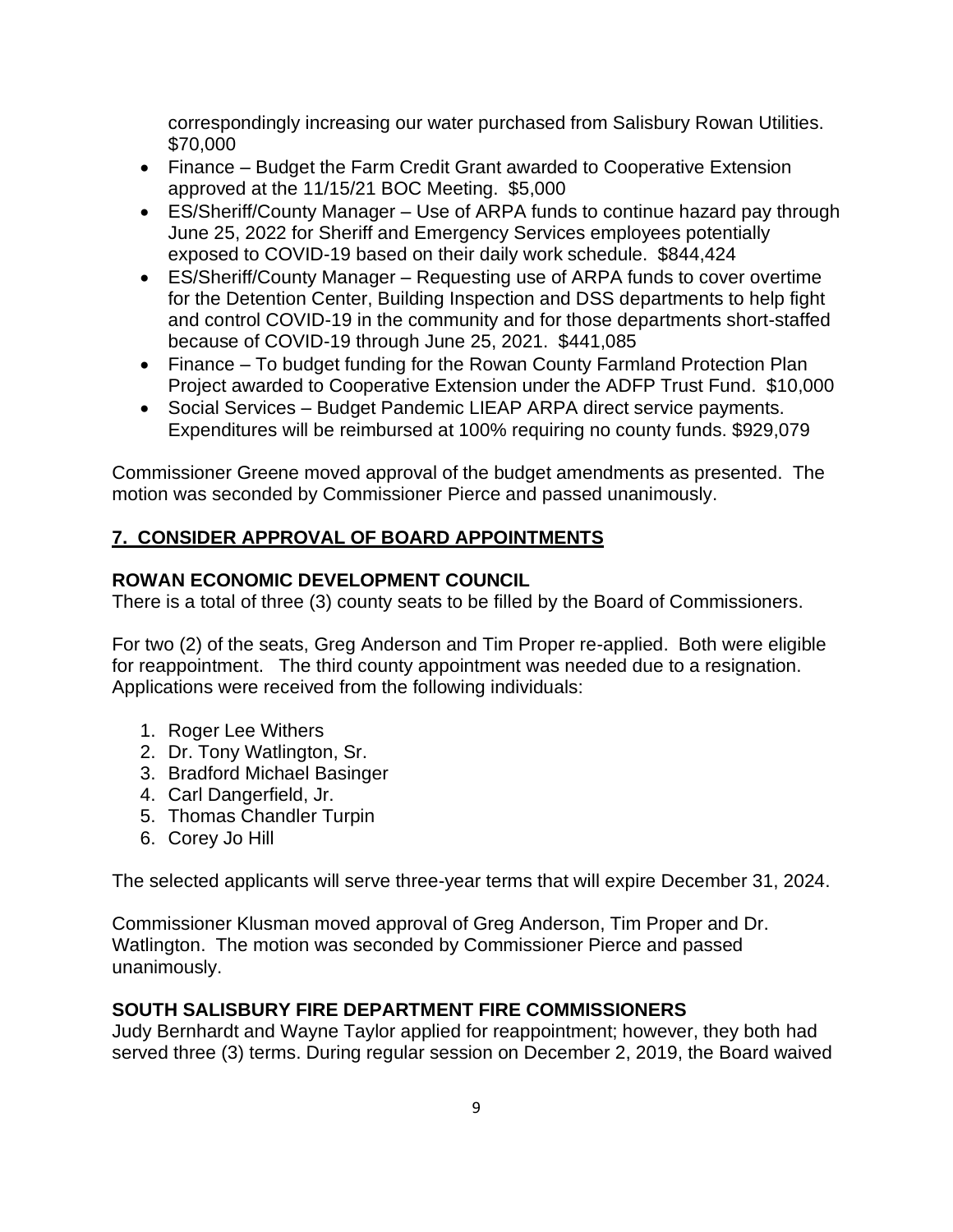correspondingly increasing our water purchased from Salisbury Rowan Utilities. $70,000

- Finance – Budget the Farm Credit Grant awarded to Cooperative Extension approved at the 11/15/21 BOC Meeting. $5,000
- ES/Sheriff/County Manager – Use of ARPA funds to continue hazard pay through June 25, 2022 for Sheriff and Emergency Services employees potentially exposed to COVID-19 based on their daily work schedule. $844,424
- ES/Sheriff/County Manager – Requesting use of ARPA funds to cover overtime for the Detention Center, Building Inspection and DSS departments to help fight and control COVID-19 in the community and for those departments short-staffed because of COVID-19 through June 25, 2021. $441,085
- Finance – To budget funding for the Rowan County Farmland Protection Plan Project awarded to Cooperative Extension under the ADFP Trust Fund. $10,000
- Social Services – Budget Pandemic LIEAP ARPA direct service payments. Expenditures will be reimbursed at 100% requiring no county funds. $929,079

Commissioner Greene moved approval of the budget amendments as presented. The motion was seconded by Commissioner Pierce and passed unanimously.

## 7. CONSIDER APPROVAL OF BOARD APPOINTMENTS

### ROWAN ECONOMIC DEVELOPMENT COUNCIL

There is a total of three (3) county seats to be filled by the Board of Commissioners.

For two (2) of the seats, Greg Anderson and Tim Proper re-applied. Both were eligible for reappointment. The third county appointment was needed due to a resignation. Applications were received from the following individuals:

1. Roger Lee Withers
2. Dr. Tony Watlington, Sr.
3. Bradford Michael Basinger
4. Carl Dangerfield, Jr.
5. Thomas Chandler Turpin
6. Corey Jo Hill

The selected applicants will serve three-year terms that will expire December 31, 2024.

Commissioner Klusman moved approval of Greg Anderson, Tim Proper and Dr. Watlington. The motion was seconded by Commissioner Pierce and passed unanimously.

### SOUTH SALISBURY FIRE DEPARTMENT FIRE COMMISSIONERS

Judy Bernhardt and Wayne Taylor applied for reappointment; however, they both had served three (3) terms. During regular session on December 2, 2019, the Board waived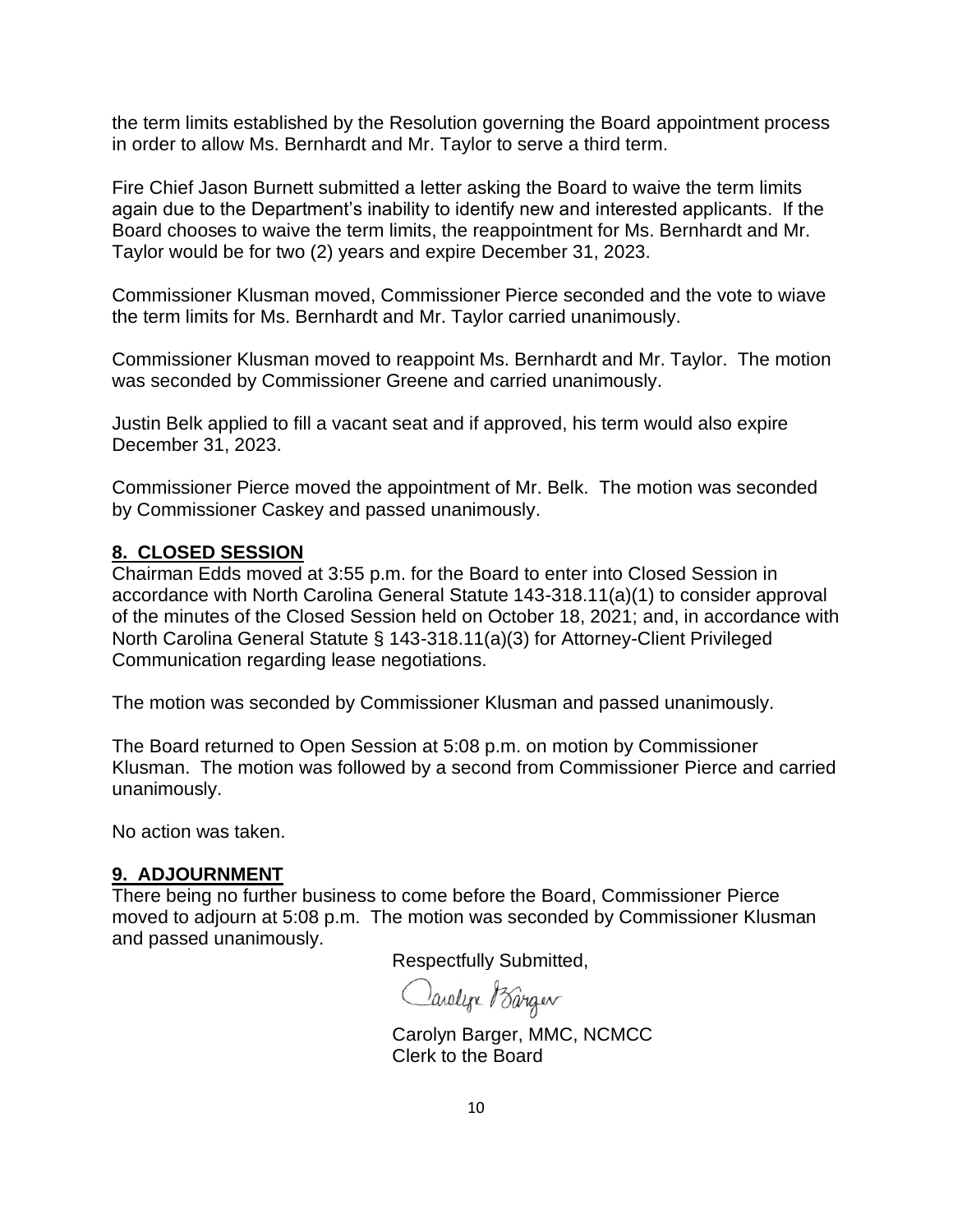the term limits established by the Resolution governing the Board appointment process in order to allow Ms. Bernhardt and Mr. Taylor to serve a third term.

Fire Chief Jason Burnett submitted a letter asking the Board to waive the term limits again due to the Department's inability to identify new and interested applicants. If the Board chooses to waive the term limits, the reappointment for Ms. Bernhardt and Mr. Taylor would be for two (2) years and expire December 31, 2023.

Commissioner Klusman moved, Commissioner Pierce seconded and the vote to wiave the term limits for Ms. Bernhardt and Mr. Taylor carried unanimously.

Commissioner Klusman moved to reappoint Ms. Bernhardt and Mr. Taylor. The motion was seconded by Commissioner Greene and carried unanimously.

Justin Belk applied to fill a vacant seat and if approved, his term would also expire December 31, 2023.

Commissioner Pierce moved the appointment of Mr. Belk. The motion was seconded by Commissioner Caskey and passed unanimously.

## 8. CLOSED SESSION

Chairman Edds moved at 3:55 p.m. for the Board to enter into Closed Session in accordance with North Carolina General Statute 143-318.11(a)(1) to consider approval of the minutes of the Closed Session held on October 18, 2021; and, in accordance with North Carolina General Statute § 143-318.11(a)(3) for Attorney-Client Privileged Communication regarding lease negotiations.

The motion was seconded by Commissioner Klusman and passed unanimously.

The Board returned to Open Session at 5:08 p.m. on motion by Commissioner Klusman. The motion was followed by a second from Commissioner Pierce and carried unanimously.

No action was taken.

## 9. ADJOURNMENT

There being no further business to come before the Board, Commissioner Pierce moved to adjourn at 5:08 p.m. The motion was seconded by Commissioner Klusman and passed unanimously.

Respectfully Submitted,

Carolyn Barger

Carolyn Barger, MMC, NCMCC
Clerk to the Board